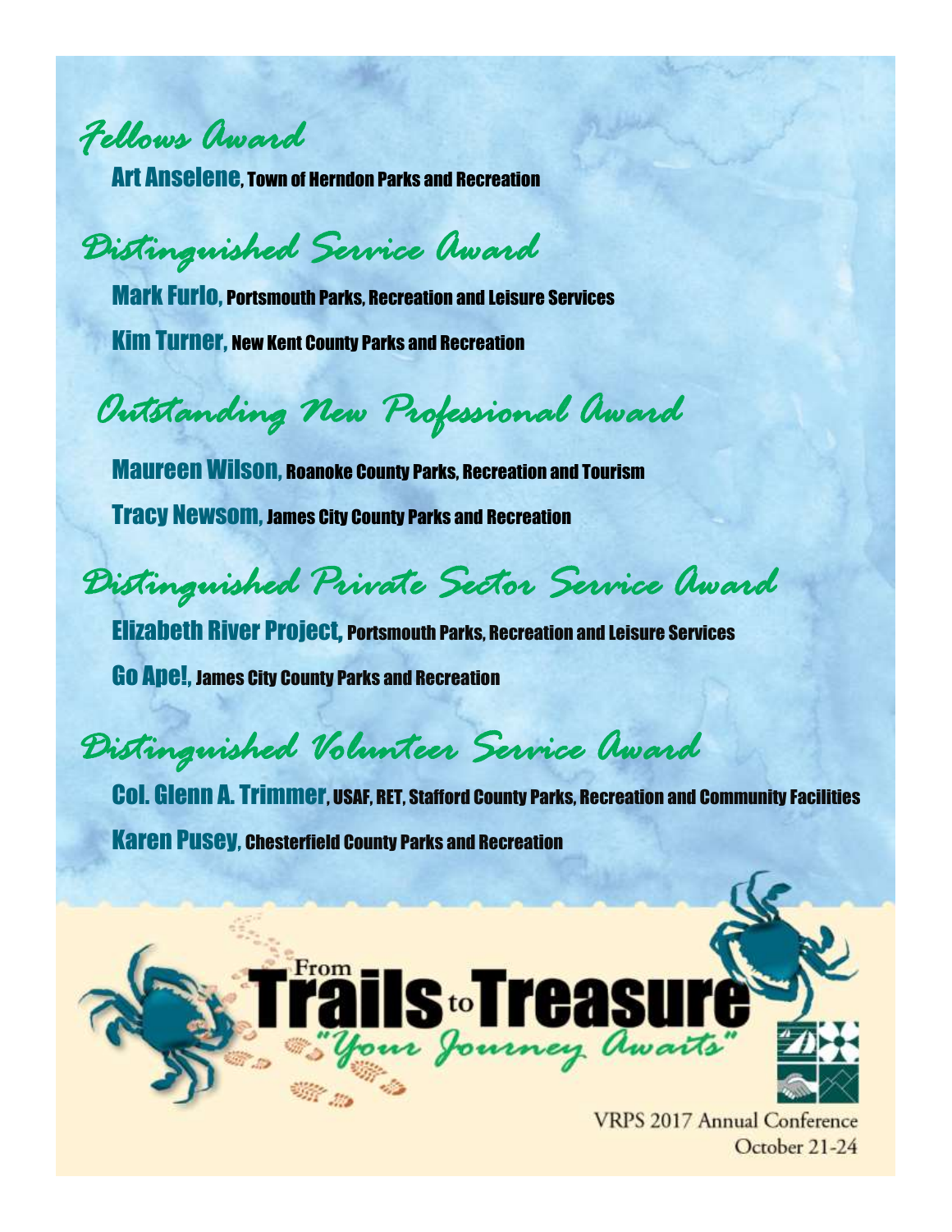## Fellows Award

**Art Anselene**, Town of Herndon Parks and Recreation

## Distinguished Service Award

**Mark Furlo**, Portsmouth Parks, Recreation and Leisure Services

**Kim Turner**, New Kent County Parks and Recreation

## Outstanding New Professional Award

**Maureen Wilson**, Roanoke County Parks, Recreation and Tourism

**Tracy Newsom**, James City County Parks and Recreation

## Distinguished Private Sector Service Award

**Elizabeth River Project**, Portsmouth Parks, Recreation and Leisure Services

**Go Ape!**, James City County Parks and Recreation

## Distinguished Volunteer Service Award

**Col. Glenn A. Trimmer**, USAF, RET, Stafford County Parks, Recreation and Community Facilities

**Karen Pusey**, Chesterfield County Parks and Recreation

From Trails to Treasure

*"Your Journey Awaits"*

VRPS 2017 Annual Conference
October 21-24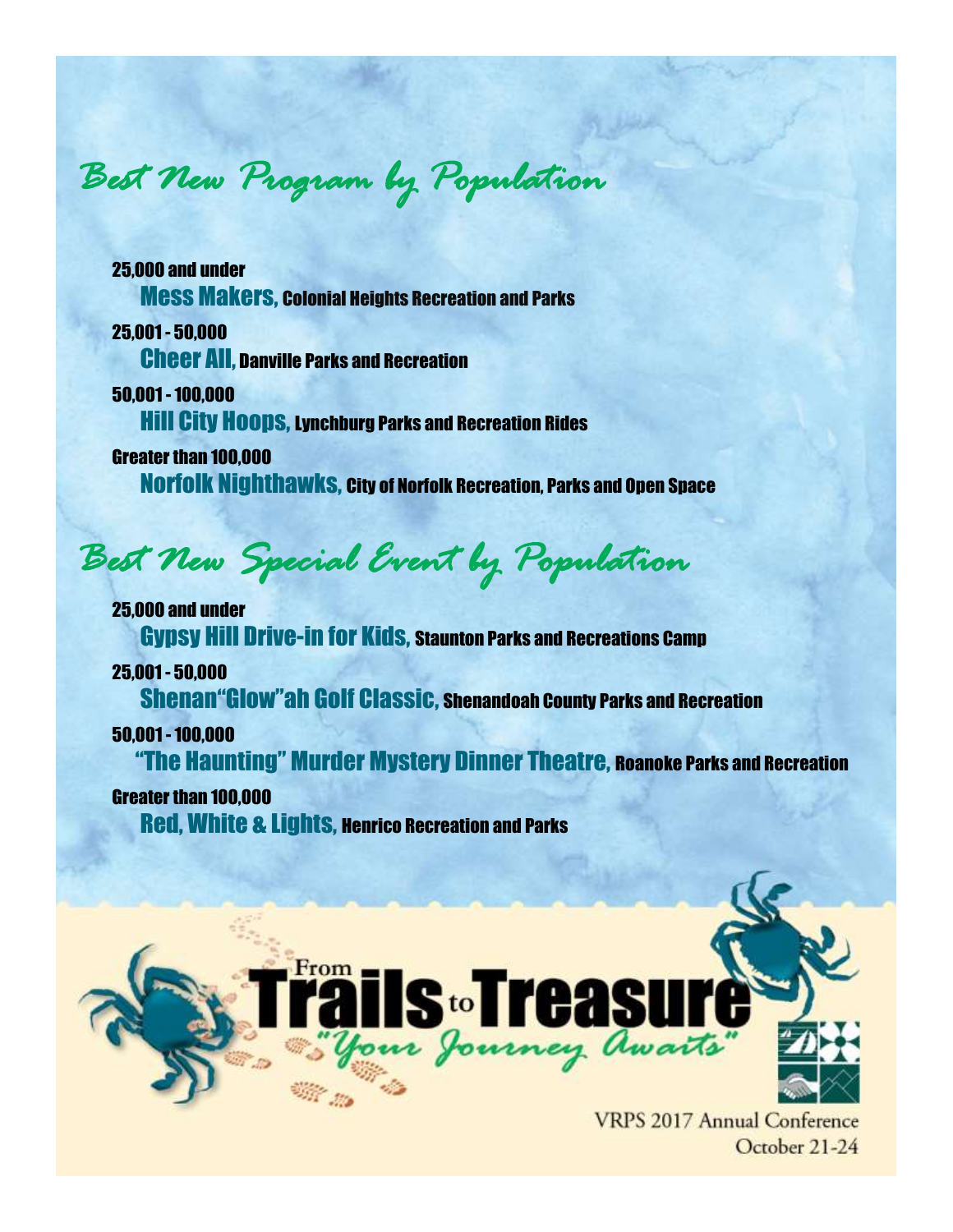## Best New Program by Population

**25,000 and under**
**Mess Makers,** Colonial Heights Recreation and Parks

**25,001 - 50,000**
**Cheer All,** Danville Parks and Recreation

**50,001 - 100,000**
**Hill City Hoops,** Lynchburg Parks and Recreation Rides

**Greater than 100,000**
**Norfolk Nighthawks,** City of Norfolk Recreation, Parks and Open Space

## Best New Special Event by Population

**25,000 and under**
**Gypsy Hill Drive-in for Kids,** Staunton Parks and Recreations Camp

**25,001 - 50,000**
**Shenan"Glow"ah Golf Classic,** Shenandoah County Parks and Recreation

**50,001 - 100,000**
**"The Haunting" Murder Mystery Dinner Theatre,** Roanoke Parks and Recreation

**Greater than 100,000**
**Red, White & Lights,** Henrico Recreation and Parks

From Trails to Treasure
"Your Journey Awaits"

VRPS 2017 Annual Conference
October 21-24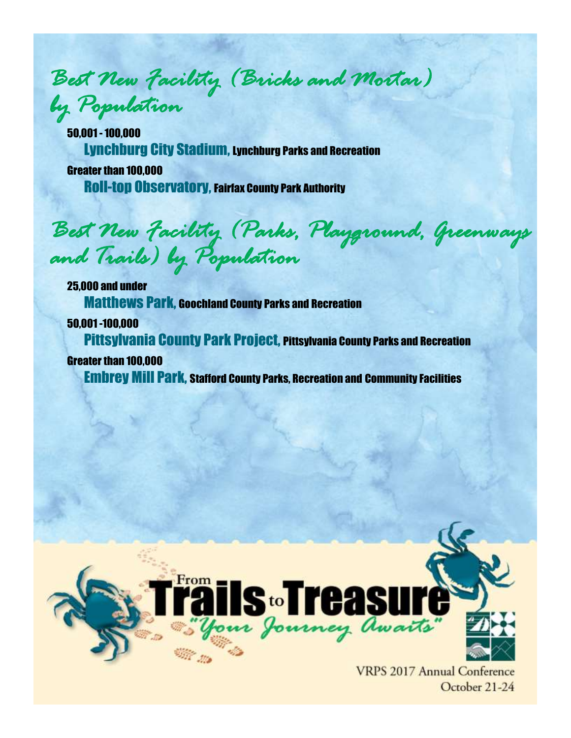## Best New Facility (Bricks and Mortar) by Population

**50,001 - 100,000**

**Lynchburg City Stadium,** Lynchburg Parks and Recreation

**Greater than 100,000**

**Roll-top Observatory,** Fairfax County Park Authority

## Best New Facility (Parks, Playground, Greenways and Trails) by Population

**25,000 and under**

**Matthews Park,** Goochland County Parks and Recreation

**50,001 -100,000**

**Pittsylvania County Park Project,** Pittsylvania County Parks and Recreation

**Greater than 100,000**

**Embrey Mill Park,** Stafford County Parks, Recreation and Community Facilities

From Trails to Treasure "Your Journey Awaits"

VRPS 2017 Annual Conference
October 21-24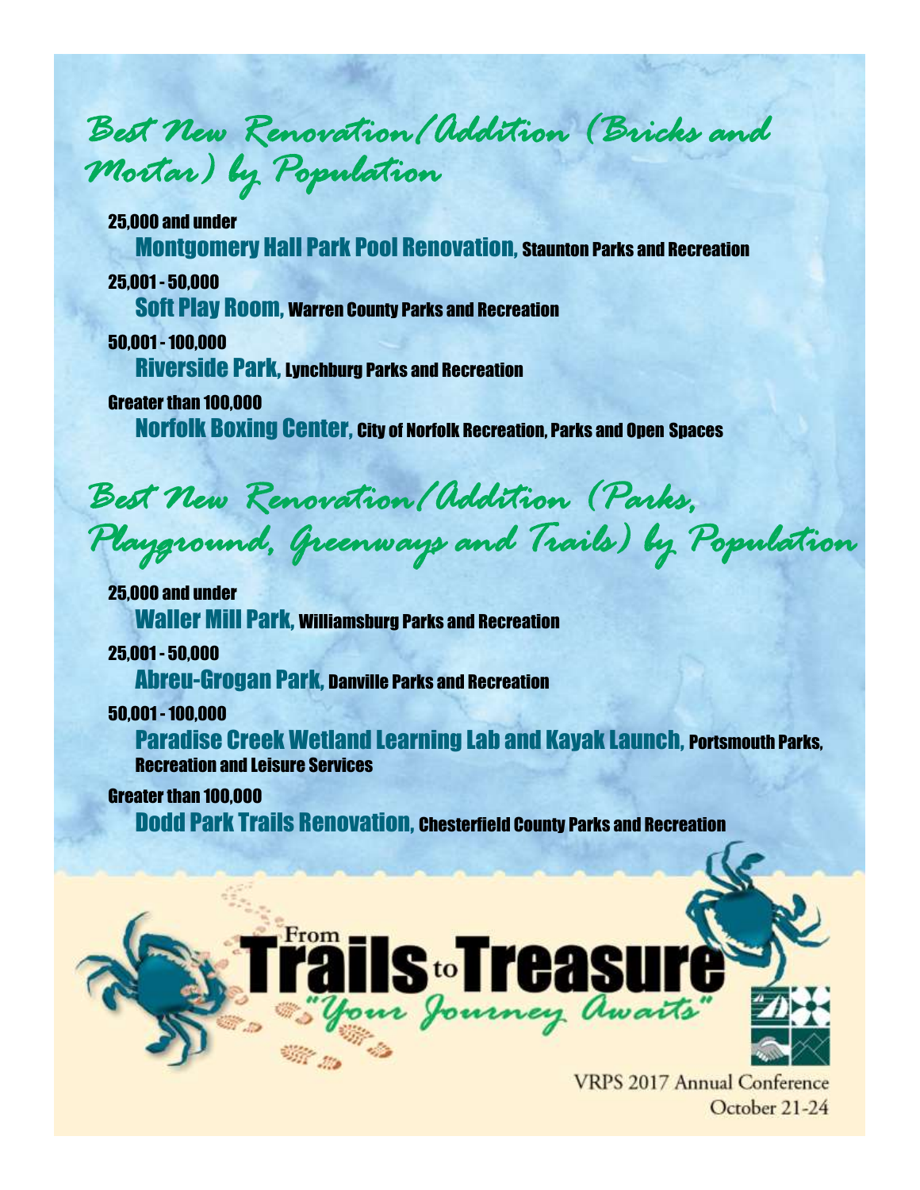## Best New Renovation/Addition (Bricks and Mortar) by Population

**25,000 and under**

**Montgomery Hall Park Pool Renovation,** Staunton Parks and Recreation

**25,001 - 50,000**

**Soft Play Room,** Warren County Parks and Recreation

**50,001 - 100,000**

**Riverside Park,** Lynchburg Parks and Recreation

**Greater than 100,000**

**Norfolk Boxing Center,** City of Norfolk Recreation, Parks and Open Spaces

## Best New Renovation/Addition (Parks, Playground, Greenways and Trails) by Population

**25,000 and under**

**Waller Mill Park,** Williamsburg Parks and Recreation

**25,001 - 50,000**

**Abreu-Grogan Park,** Danville Parks and Recreation

**50,001 - 100,000**

**Paradise Creek Wetland Learning Lab and Kayak Launch,** Portsmouth Parks, Recreation and Leisure Services

**Greater than 100,000**

**Dodd Park Trails Renovation,** Chesterfield County Parks and Recreation

From Trails to Treasure "Your Journey Awaits"

VRPS 2017 Annual Conference
October 21-24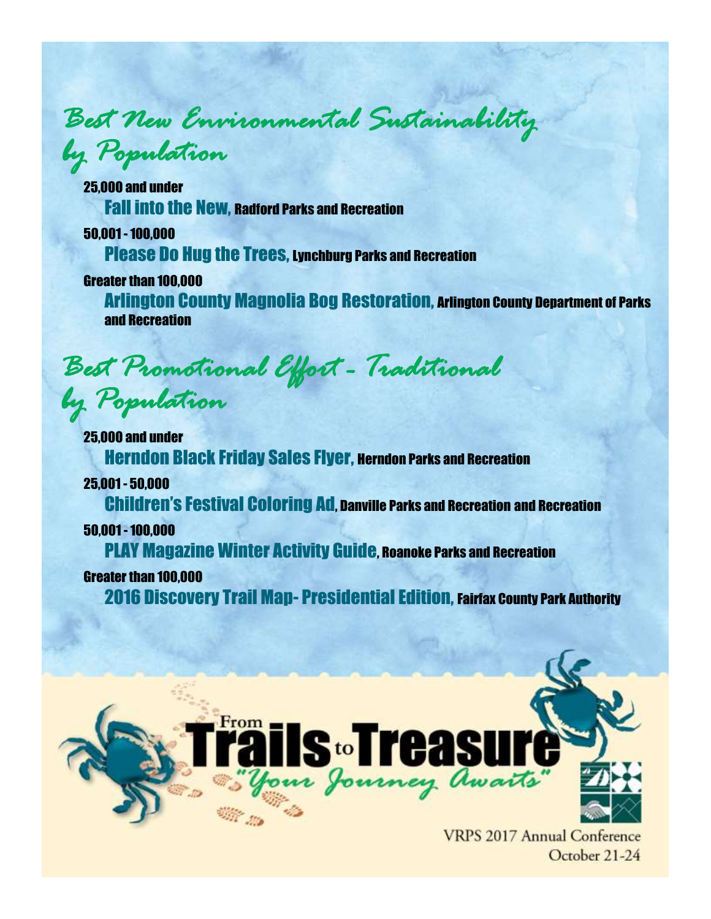## Best New Environmental Sustainability by Population

**25,000 and under**

Fall into the New, Radford Parks and Recreation

**50,001 - 100,000**

Please Do Hug the Trees, Lynchburg Parks and Recreation

**Greater than 100,000**

Arlington County Magnolia Bog Restoration, Arlington County Department of Parks and Recreation

## Best Promotional Effort - Traditional by Population

**25,000 and under**

Herndon Black Friday Sales Flyer, Herndon Parks and Recreation

**25,001 - 50,000**

Children's Festival Coloring Ad, Danville Parks and Recreation and Recreation

**50,001 - 100,000**

PLAY Magazine Winter Activity Guide, Roanoke Parks and Recreation

**Greater than 100,000**

2016 Discovery Trail Map- Presidential Edition, Fairfax County Park Authority

From Trails to Treasure "Your Journey Awaits"

VRPS 2017 Annual Conference
October 21-24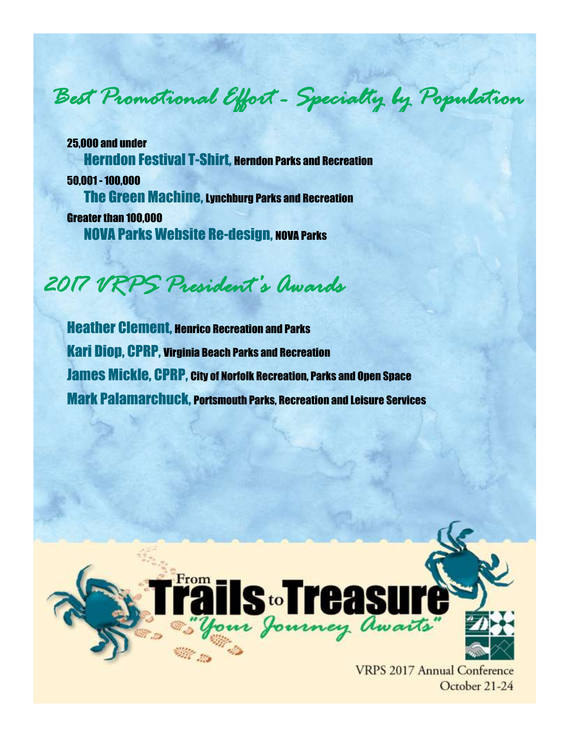## Best Promotional Effort - Specialty by Population

**25,000 and under**

**Herndon Festival T-Shirt,** Herndon Parks and Recreation

**50,001 - 100,000**

**The Green Machine,** Lynchburg Parks and Recreation

**Greater than 100,000**

**NOVA Parks Website Re-design,** NOVA Parks

## 2017 VRPS President's Awards

**Heather Clement,** Henrico Recreation and Parks

**Kari Diop, CPRP,** Virginia Beach Parks and Recreation

**James Mickle, CPRP,** City of Norfolk Recreation, Parks and Open Space

**Mark Palamarchuck,** Portsmouth Parks, Recreation and Leisure Services

From Trails to Treasure

"Your Journey Awaits"

VRPS 2017 Annual Conference

October 21-24